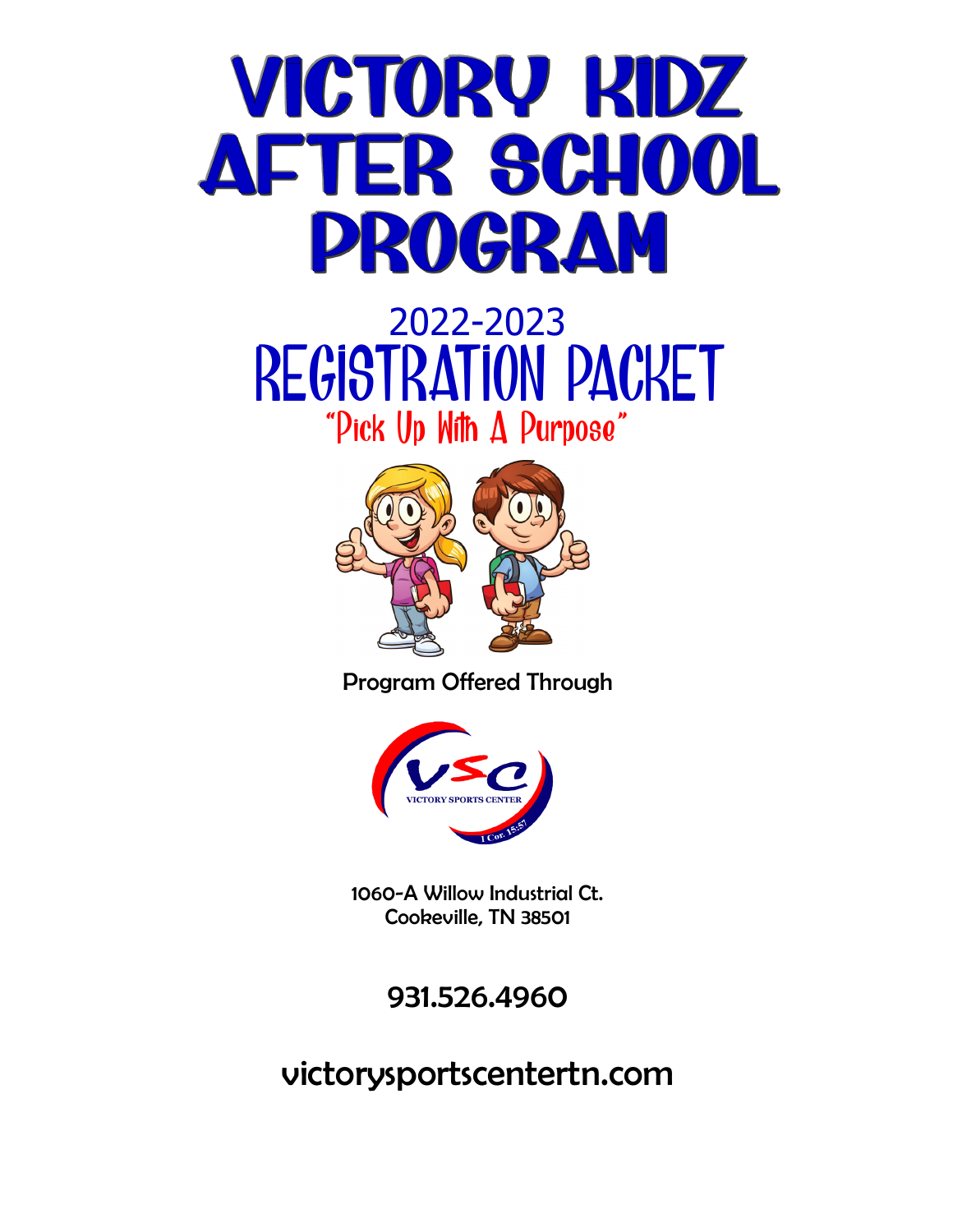# VICTORY KIDZ AFTER SCHOOL PROGRAM

## 2022-2023
## REGISTRATION PACKET

"Pick Up With A Purpose"

Program Offered Through

VICTORY SPORTS CENTER

1 Cor. 15:57

1060-A Willow Industrial Ct.
Cookeville, TN 38501

931.526.4960

victorysportscentertn.com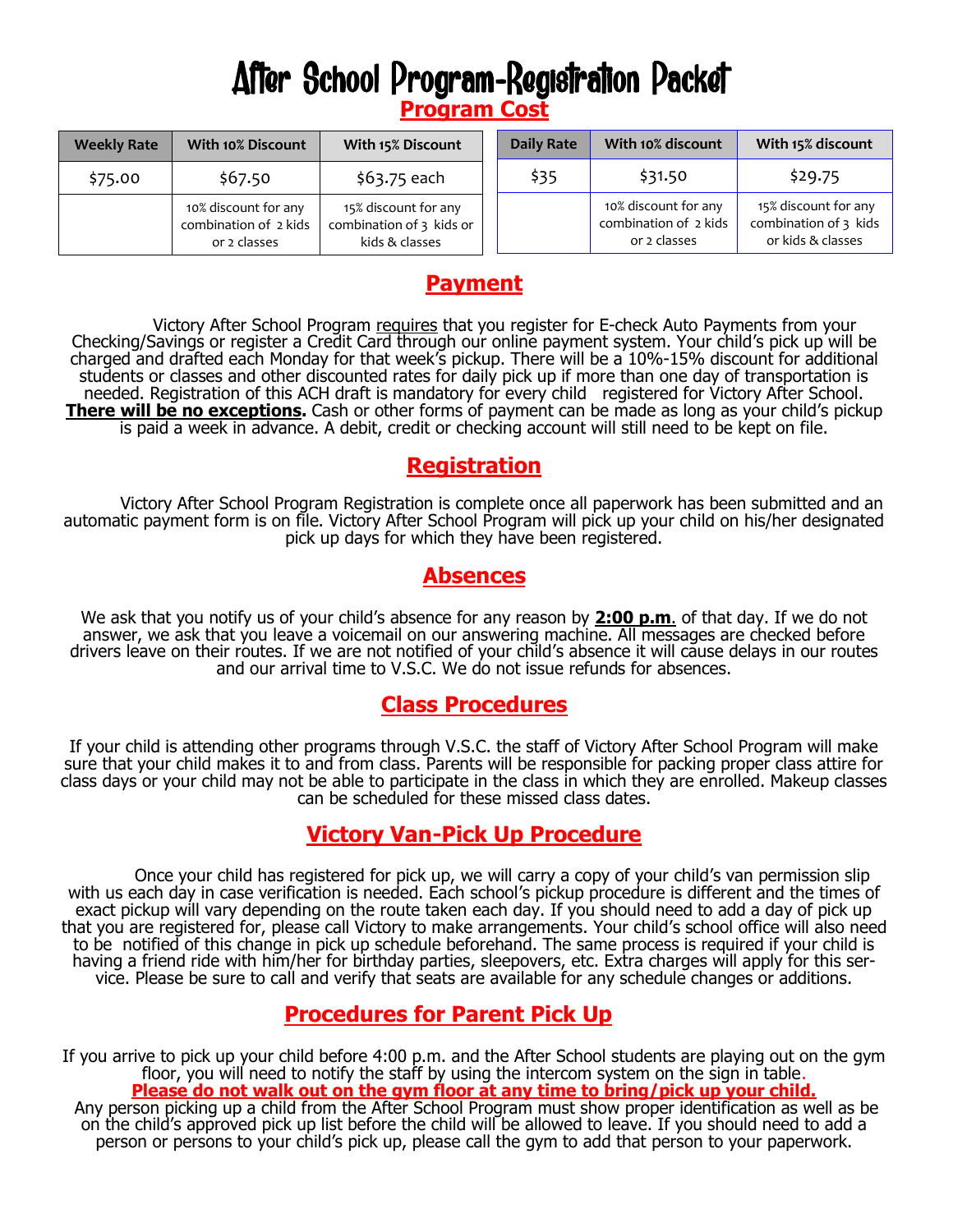# After School Program-Registration Packet

## Program Cost

| Weekly Rate | With 10% Discount | With 15% Discount |
|---|---|---|
| $75.00 | $67.50 | $63.75 each |
| | 10% discount for any combination of 2 kids or 2 classes | 15% discount for any combination of 3 kids or kids & classes |

| Daily Rate | With 10% discount | With 15% discount |
|---|---|---|
| $35 | $31.50 | $29.75 |
| | 10% discount for any combination of 2 kids or 2 classes | 15% discount for any combination of 3 kids or kids & classes |

## Payment

Victory After School Program requires that you register for E-check Auto Payments from your Checking/Savings or register a Credit Card through our online payment system. Your child's pick up will be charged and drafted each Monday for that week's pickup. There will be a 10%-15% discount for additional students or classes and other discounted rates for daily pick up if more than one day of transportation is needed. Registration of this ACH draft is mandatory for every child registered for Victory After School. **There will be no exceptions.** Cash or other forms of payment can be made as long as your child's pickup is paid a week in advance. A debit, credit or checking account will still need to be kept on file.

## Registration

Victory After School Program Registration is complete once all paperwork has been submitted and an automatic payment form is on file. Victory After School Program will pick up your child on his/her designated pick up days for which they have been registered.

## Absences

We ask that you notify us of your child's absence for any reason by **2:00 p.m**. of that day. If we do not answer, we ask that you leave a voicemail on our answering machine. All messages are checked before drivers leave on their routes. If we are not notified of your child's absence it will cause delays in our routes and our arrival time to V.S.C. We do not issue refunds for absences.

## Class Procedures

If your child is attending other programs through V.S.C. the staff of Victory After School Program will make sure that your child makes it to and from class. Parents will be responsible for packing proper class attire for class days or your child may not be able to participate in the class in which they are enrolled. Makeup classes can be scheduled for these missed class dates.

## Victory Van-Pick Up Procedure

Once your child has registered for pick up, we will carry a copy of your child's van permission slip with us each day in case verification is needed. Each school's pickup procedure is different and the times of exact pickup will vary depending on the route taken each day. If you should need to add a day of pick up that you are registered for, please call Victory to make arrangements. Your child's school office will also need to be notified of this change in pick up schedule beforehand. The same process is required if your child is having a friend ride with him/her for birthday parties, sleepovers, etc. Extra charges will apply for this service. Please be sure to call and verify that seats are available for any schedule changes or additions.

## Procedures for Parent Pick Up

If you arrive to pick up your child before 4:00 p.m. and the After School students are playing out on the gym floor, you will need to notify the staff by using the intercom system on the sign in table.

**Please do not walk out on the gym floor at any time to bring/pick up your child.**

Any person picking up a child from the After School Program must show proper identification as well as be on the child's approved pick up list before the child will be allowed to leave. If you should need to add a person or persons to your child's pick up, please call the gym to add that person to your paperwork.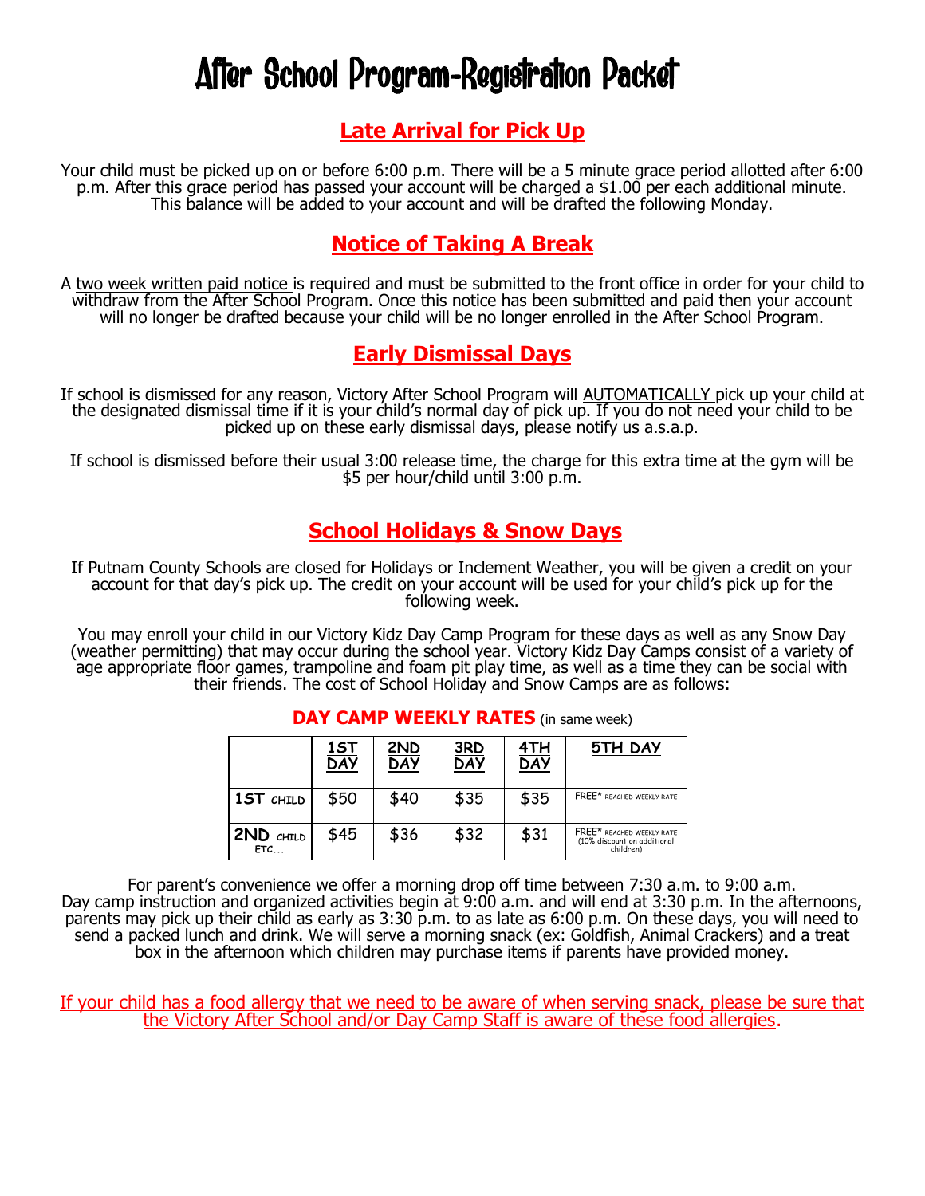# After School Program-Registration Packet

## Late Arrival for Pick Up

Your child must be picked up on or before 6:00 p.m. There will be a 5 minute grace period allotted after 6:00 p.m. After this grace period has passed your account will be charged a $1.00 per each additional minute. This balance will be added to your account and will be drafted the following Monday.

## Notice of Taking A Break

A two week written paid notice is required and must be submitted to the front office in order for your child to withdraw from the After School Program. Once this notice has been submitted and paid then your account will no longer be drafted because your child will be no longer enrolled in the After School Program.

## Early Dismissal Days

If school is dismissed for any reason, Victory After School Program will AUTOMATICALLY pick up your child at the designated dismissal time if it is your child's normal day of pick up. If you do not need your child to be picked up on these early dismissal days, please notify us a.s.a.p.

If school is dismissed before their usual 3:00 release time, the charge for this extra time at the gym will be $5 per hour/child until 3:00 p.m.

## School Holidays & Snow Days

If Putnam County Schools are closed for Holidays or Inclement Weather, you will be given a credit on your account for that day's pick up. The credit on your account will be used for your child's pick up for the following week.

You may enroll your child in our Victory Kidz Day Camp Program for these days as well as any Snow Day (weather permitting) that may occur during the school year. Victory Kidz Day Camps consist of a variety of age appropriate floor games, trampoline and foam pit play time, as well as a time they can be social with their friends. The cost of School Holiday and Snow Camps are as follows:

**DAY CAMP WEEKLY RATES** (in same week)

| | 1ST DAY | 2ND DAY | 3RD DAY | 4TH DAY | 5TH DAY |
|---|---|---|---|---|---|
| 1ST CHILD | $50 | $40 | $35 | $35 | FREE* REACHED WEEKLY RATE |
| 2ND CHILD ETC… | $45 | $36 | $32 | $31 | FREE* REACHED WEEKLY RATE (10% discount on additional children) |

For parent's convenience we offer a morning drop off time between 7:30 a.m. to 9:00 a.m. Day camp instruction and organized activities begin at 9:00 a.m. and will end at 3:30 p.m. In the afternoons, parents may pick up their child as early as 3:30 p.m. to as late as 6:00 p.m. On these days, you will need to send a packed lunch and drink. We will serve a morning snack (ex: Goldfish, Animal Crackers) and a treat box in the afternoon which children may purchase items if parents have provided money.

If your child has a food allergy that we need to be aware of when serving snack, please be sure that the Victory After School and/or Day Camp Staff is aware of these food allergies.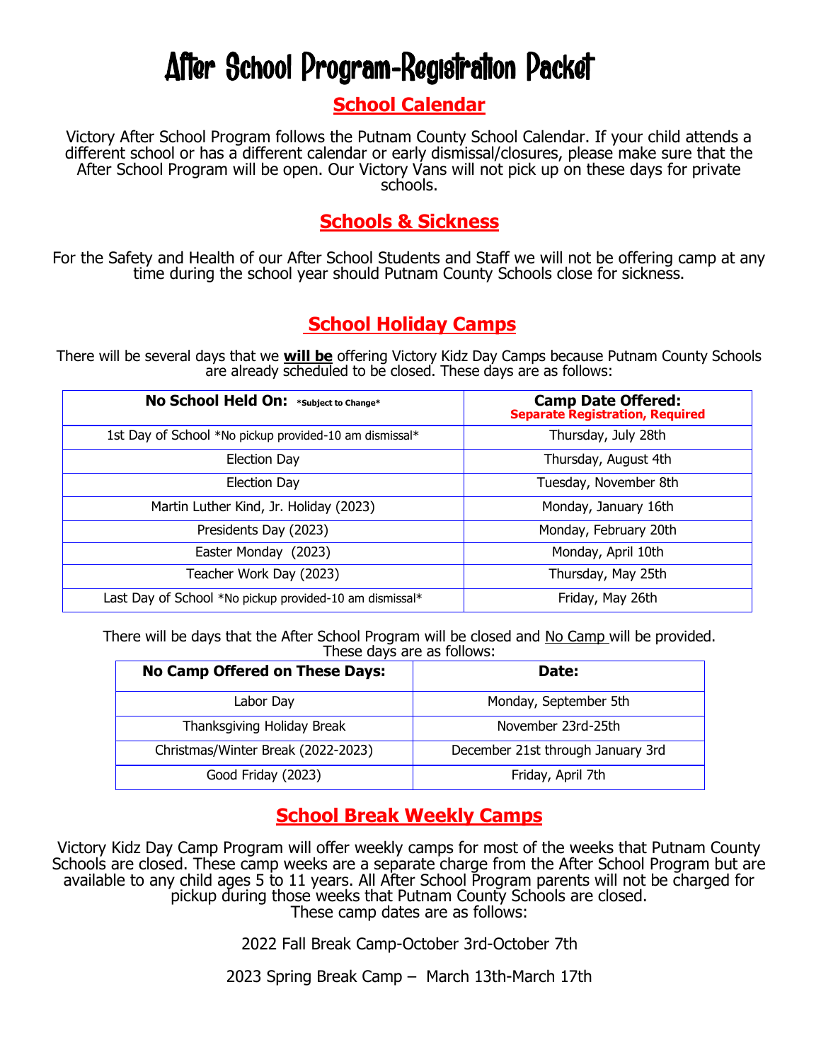# After School Program-Registration Packet

## School Calendar

Victory After School Program follows the Putnam County School Calendar. If your child attends a different school or has a different calendar or early dismissal/closures, please make sure that the After School Program will be open. Our Victory Vans will not pick up on these days for private schools.

## Schools & Sickness

For the Safety and Health of our After School Students and Staff we will not be offering camp at any time during the school year should Putnam County Schools close for sickness.

## School Holiday Camps

There will be several days that we **will be** offering Victory Kidz Day Camps because Putnam County Schools are already scheduled to be closed. These days are as follows:

| No School Held On: *Subject to Change* | Camp Date Offered: Separate Registration, Required |
|---|---|
| 1st Day of School *No pickup provided-10 am dismissal* | Thursday, July 28th |
| Election Day | Thursday, August 4th |
| Election Day | Tuesday, November 8th |
| Martin Luther Kind, Jr. Holiday (2023) | Monday, January 16th |
| Presidents Day (2023) | Monday, February 20th |
| Easter Monday (2023) | Monday, April 10th |
| Teacher Work Day (2023) | Thursday, May 25th |
| Last Day of School *No pickup provided-10 am dismissal* | Friday, May 26th |

There will be days that the After School Program will be closed and No Camp will be provided. These days are as follows:

| No Camp Offered on These Days: | Date: |
|---|---|
| Labor Day | Monday, September 5th |
| Thanksgiving Holiday Break | November 23rd-25th |
| Christmas/Winter Break (2022-2023) | December 21st through January 3rd |
| Good Friday (2023) | Friday, April 7th |

## School Break Weekly Camps

Victory Kidz Day Camp Program will offer weekly camps for most of the weeks that Putnam County Schools are closed. These camp weeks are a separate charge from the After School Program but are available to any child ages 5 to 11 years. All After School Program parents will not be charged for pickup during those weeks that Putnam County Schools are closed.
These camp dates are as follows:

2022 Fall Break Camp-October 3rd-October 7th

2023 Spring Break Camp – March 13th-March 17th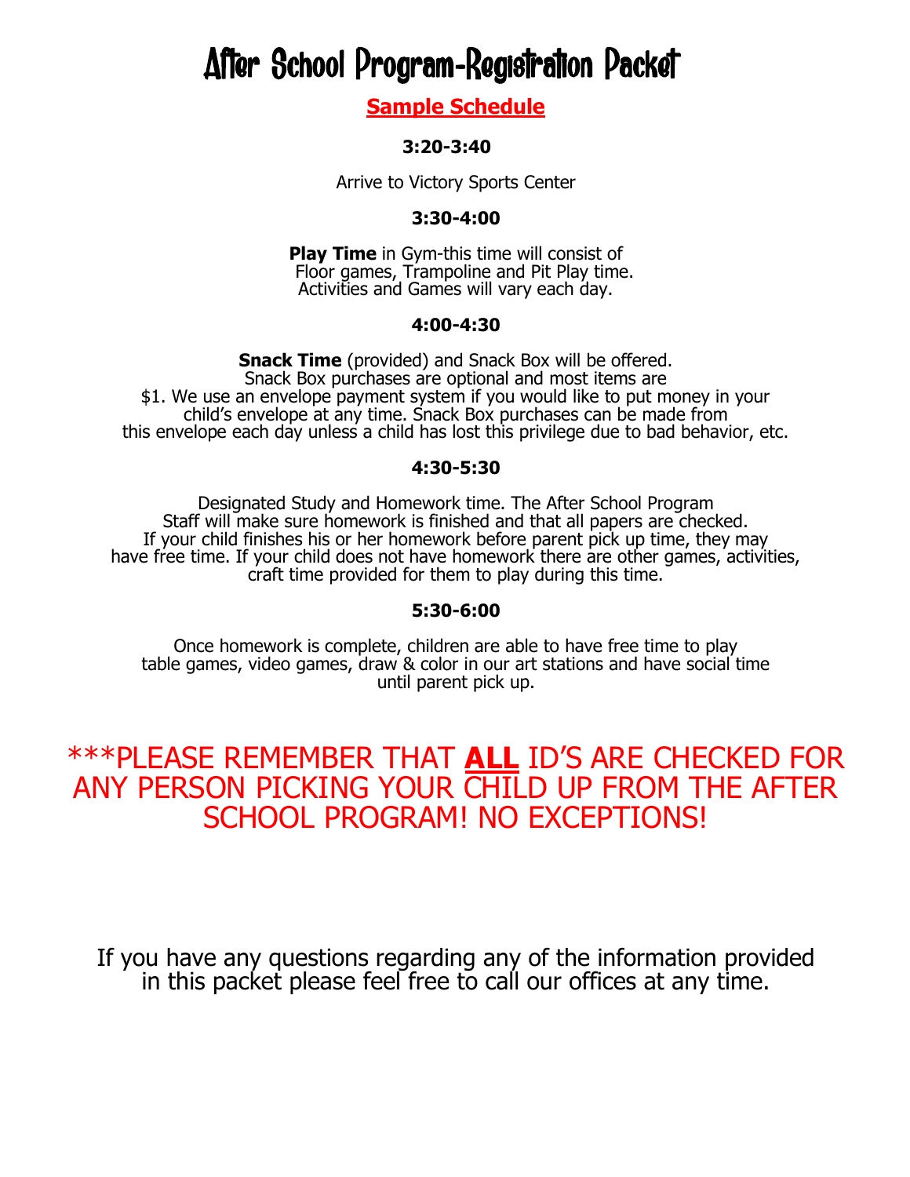# After School Program-Registration Packet

## Sample Schedule

**3:20-3:40**

Arrive to Victory Sports Center

**3:30-4:00**

**Play Time** in Gym-this time will consist of Floor games, Trampoline and Pit Play time. Activities and Games will vary each day.

**4:00-4:30**

**Snack Time** (provided) and Snack Box will be offered. Snack Box purchases are optional and most items are $1. We use an envelope payment system if you would like to put money in your child's envelope at any time. Snack Box purchases can be made from this envelope each day unless a child has lost this privilege due to bad behavior, etc.

**4:30-5:30**

Designated Study and Homework time. The After School Program Staff will make sure homework is finished and that all papers are checked. If your child finishes his or her homework before parent pick up time, they may have free time. If your child does not have homework there are other games, activities, craft time provided for them to play during this time.

**5:30-6:00**

Once homework is complete, children are able to have free time to play table games, video games, draw & color in our art stations and have social time until parent pick up.

***PLEASE REMEMBER THAT **ALL** ID'S ARE CHECKED FOR ANY PERSON PICKING YOUR CHILD UP FROM THE AFTER SCHOOL PROGRAM! NO EXCEPTIONS!

If you have any questions regarding any of the information provided in this packet please feel free to call our offices at any time.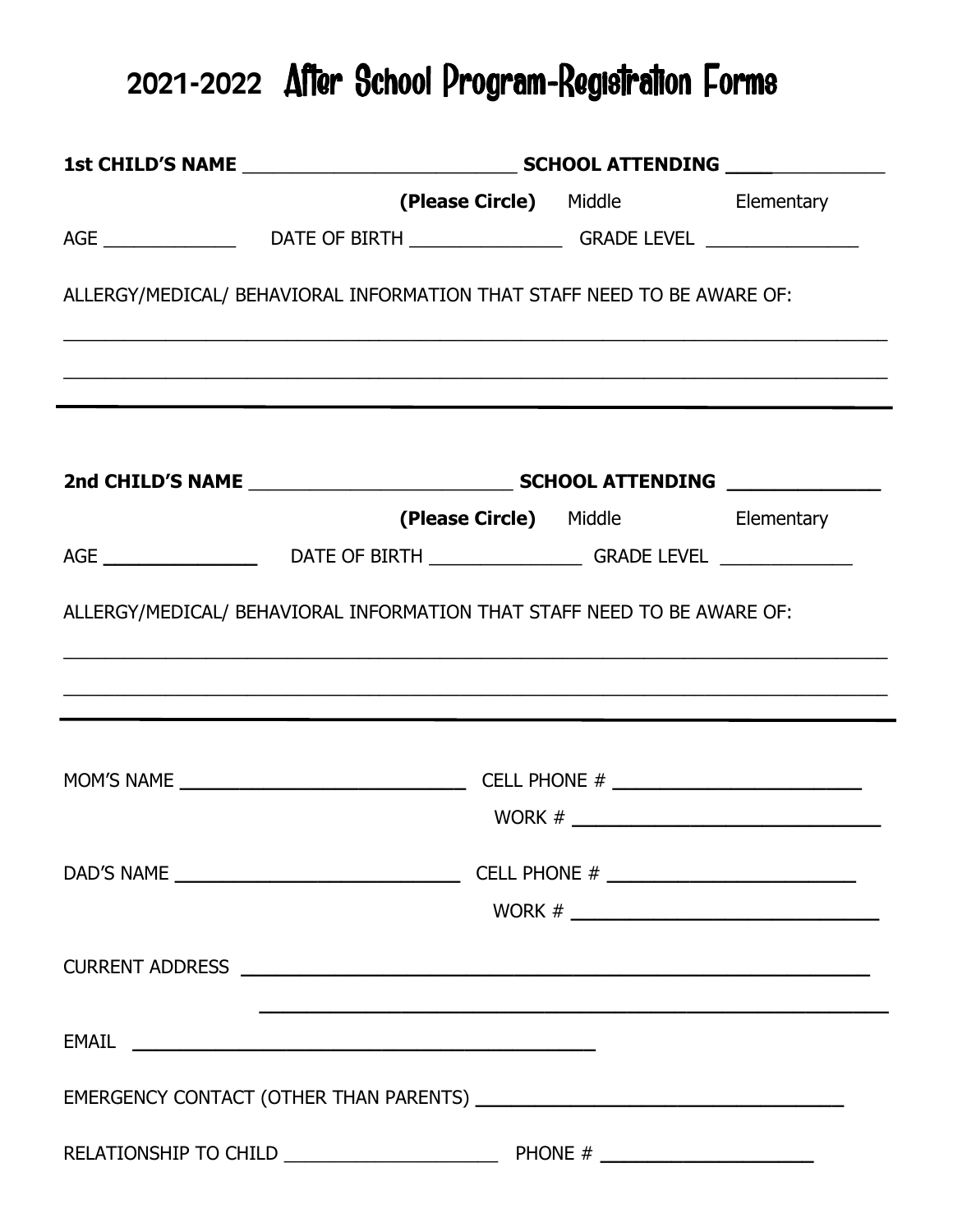# 2021-2022 After School Program-Registration Forms

**1st CHILD'S NAME** ___________________________ **SCHOOL ATTENDING** _______________

**(Please Circle)** Middle Elementary

AGE ______________ DATE OF BIRTH ________________ GRADE LEVEL ________________

ALLERGY/MEDICAL/ BEHAVIORAL INFORMATION THAT STAFF NEED TO BE AWARE OF:

_______________________________________________________________________________

_______________________________________________________________________________

---

**2nd CHILD'S NAME** ___________________________ **SCHOOL ATTENDING** _______________

**(Please Circle)** Middle Elementary

AGE ________________ DATE OF BIRTH ________________ GRADE LEVEL ______________

ALLERGY/MEDICAL/ BEHAVIORAL INFORMATION THAT STAFF NEED TO BE AWARE OF:

_______________________________________________________________________________

_______________________________________________________________________________

---

MOM'S NAME ____________________________ CELL PHONE # _________________________

WORK # ______________________________

DAD'S NAME ____________________________ CELL PHONE # _________________________

WORK # ______________________________

CURRENT ADDRESS ____________________________________________________________

____________________________________________________________

EMAIL ______________________________________________

EMERGENCY CONTACT (OTHER THAN PARENTS) ____________________________________

RELATIONSHIP TO CHILD ______________________ PHONE # _____________________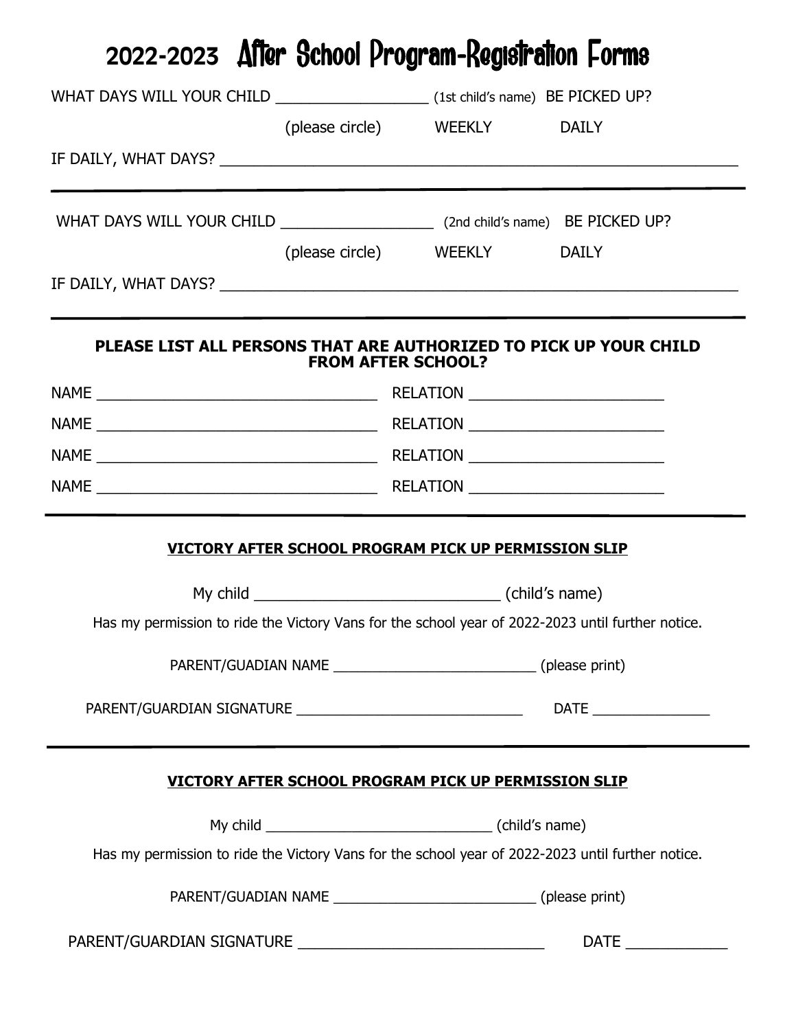# 2022-2023 After School Program-Registration Forms

WHAT DAYS WILL YOUR CHILD ________________ (1st child's name) BE PICKED UP?

(please circle) WEEKLY DAILY

IF DAILY, WHAT DAYS? ____________________________________________________________

---

WHAT DAYS WILL YOUR CHILD ________________ (2nd child's name) BE PICKED UP?

(please circle) WEEKLY DAILY

IF DAILY, WHAT DAYS? ____________________________________________________________

---

**PLEASE LIST ALL PERSONS THAT ARE AUTHORIZED TO PICK UP YOUR CHILD FROM AFTER SCHOOL?**

NAME ______________________________ RELATION ______________________

NAME ______________________________ RELATION ______________________

NAME ______________________________ RELATION ______________________

NAME ______________________________ RELATION ______________________

---

**VICTORY AFTER SCHOOL PROGRAM PICK UP PERMISSION SLIP**

My child ___________________________ (child's name)

Has my permission to ride the Victory Vans for the school year of 2022-2023 until further notice.

PARENT/GUADIAN NAME _______________________ (please print)

PARENT/GUARDIAN SIGNATURE __________________________ DATE _____________

---

**VICTORY AFTER SCHOOL PROGRAM PICK UP PERMISSION SLIP**

My child ___________________________ (child's name)

Has my permission to ride the Victory Vans for the school year of 2022-2023 until further notice.

PARENT/GUADIAN NAME _______________________ (please print)

PARENT/GUARDIAN SIGNATURE __________________________ DATE ___________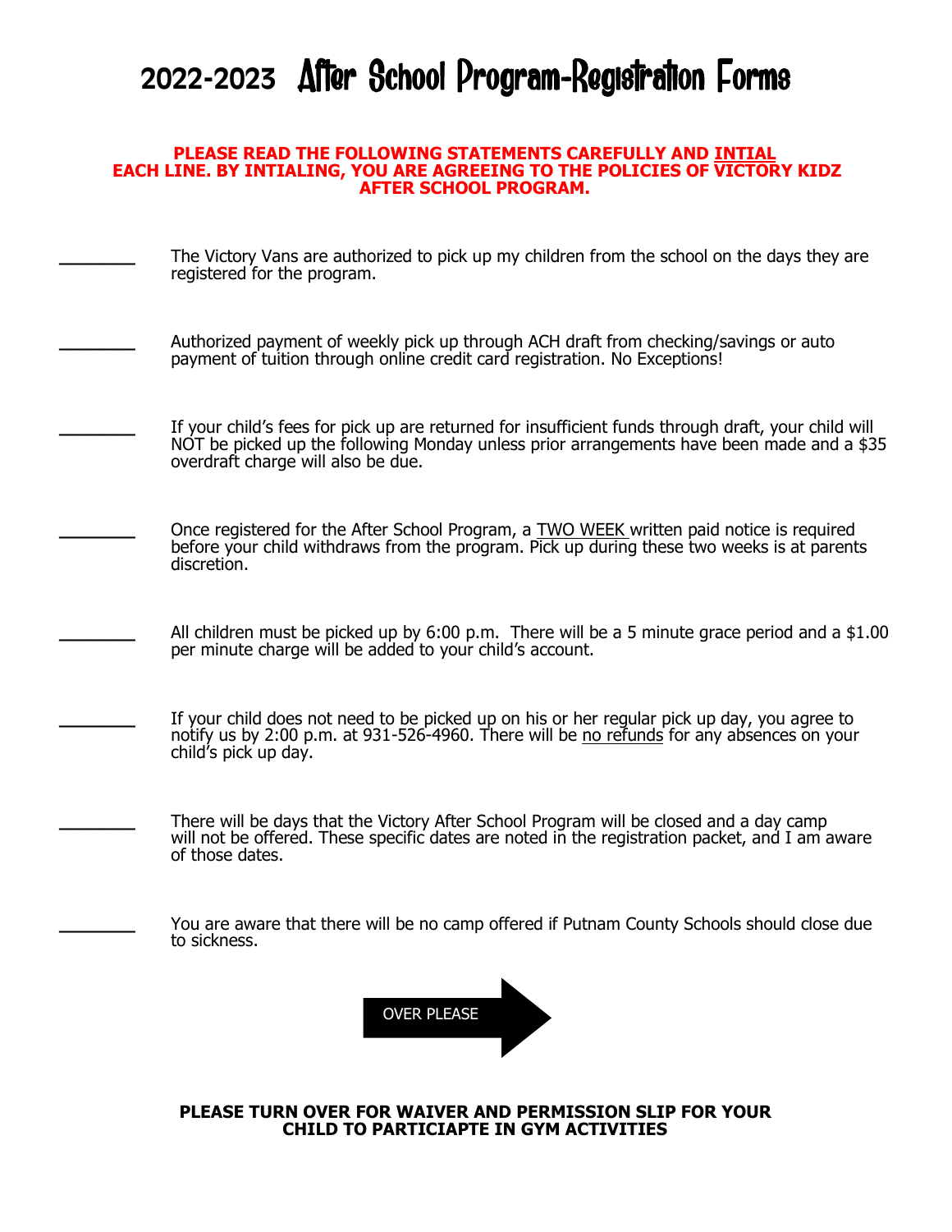# 2022-2023 After School Program-Registration Forms

**PLEASE READ THE FOLLOWING STATEMENTS CAREFULLY AND INTIAL EACH LINE. BY INTIALING, YOU ARE AGREEING TO THE POLICIES OF VICTORY KIDZ AFTER SCHOOL PROGRAM.**

________ The Victory Vans are authorized to pick up my children from the school on the days they are registered for the program.

________ Authorized payment of weekly pick up through ACH draft from checking/savings or auto payment of tuition through online credit card registration. No Exceptions!

________ If your child's fees for pick up are returned for insufficient funds through draft, your child will NOT be picked up the following Monday unless prior arrangements have been made and a $35 overdraft charge will also be due.

________ Once registered for the After School Program, a TWO WEEK written paid notice is required before your child withdraws from the program. Pick up during these two weeks is at parents discretion.

________ All children must be picked up by 6:00 p.m. There will be a 5 minute grace period and a $1.00 per minute charge will be added to your child's account.

________ If your child does not need to be picked up on his or her regular pick up day, you agree to notify us by 2:00 p.m. at 931-526-4960. There will be no refunds for any absences on your child's pick up day.

________ There will be days that the Victory After School Program will be closed and a day camp will not be offered. These specific dates are noted in the registration packet, and I am aware of those dates.

________ You are aware that there will be no camp offered if Putnam County Schools should close due to sickness.

OVER PLEASE

**PLEASE TURN OVER FOR WAIVER AND PERMISSION SLIP FOR YOUR CHILD TO PARTICIAPTE IN GYM ACTIVITIES**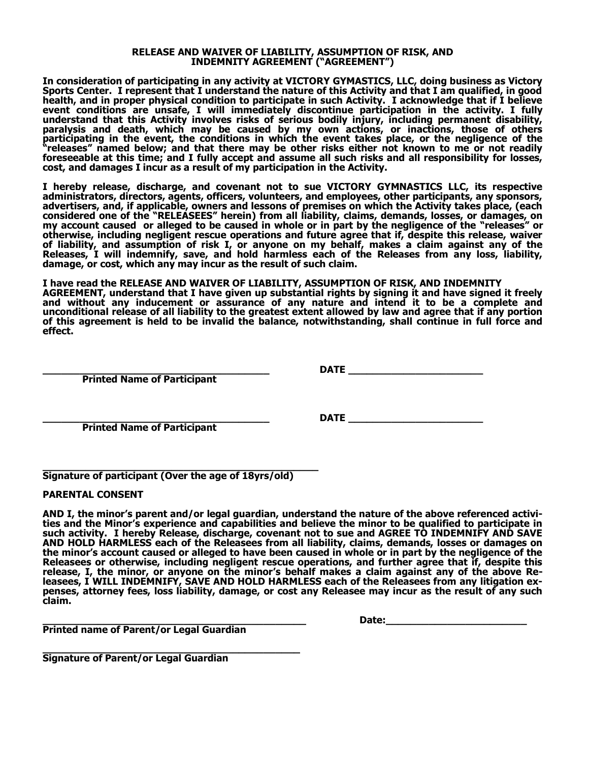# RELEASE AND WAIVER OF LIABILITY, ASSUMPTION OF RISK, AND INDEMNITY AGREEMENT ("AGREEMENT")

**In consideration of participating in any activity at VICTORY GYMASTICS, LLC, doing business as Victory Sports Center. I represent that I understand the nature of this Activity and that I am qualified, in good health, and in proper physical condition to participate in such Activity. I acknowledge that if I believe event conditions are unsafe, I will immediately discontinue participation in the activity. I fully understand that this Activity involves risks of serious bodily injury, including permanent disability, paralysis and death, which may be caused by my own actions, or inactions, those of others participating in the event, the conditions in which the event takes place, or the negligence of the "releases" named below; and that there may be other risks either not known to me or not readily foreseeable at this time; and I fully accept and assume all such risks and all responsibility for losses, cost, and damages I incur as a result of my participation in the Activity.**

**I hereby release, discharge, and covenant not to sue VICTORY GYMNASTICS LLC, its respective administrators, directors, agents, officers, volunteers, and employees, other participants, any sponsors, advertisers, and, if applicable, owners and lessons of premises on which the Activity takes place, (each considered one of the "RELEASEES" herein) from all liability, claims, demands, losses, or damages, on my account caused or alleged to be caused in whole or in part by the negligence of the "releases" or otherwise, including negligent rescue operations and future agree that if, despite this release, waiver of liability, and assumption of risk I, or anyone on my behalf, makes a claim against any of the Releases, I will indemnify, save, and hold harmless each of the Releases from any loss, liability, damage, or cost, which any may incur as the result of such claim.**

**I have read the RELEASE AND WAIVER OF LIABILITY, ASSUMPTION OF RISK, AND INDEMNITY AGREEMENT, understand that I have given up substantial rights by signing it and have signed it freely and without any inducement or assurance of any nature and intend it to be a complete and unconditional release of all liability to the greatest extent allowed by law and agree that if any portion of this agreement is held to be invalid the balance, notwithstanding, shall continue in full force and effect.**

______________________________________ **DATE** ______________________
**Printed Name of Participant**

______________________________________ **DATE** ______________________
**Printed Name of Participant**

______________________________________________
**Signature of participant (Over the age of 18yrs/old)**

**PARENTAL CONSENT**

**AND I, the minor's parent and/or legal guardian, understand the nature of the above referenced activities and the Minor's experience and capabilities and believe the minor to be qualified to participate in such activity. I hereby Release, discharge, covenant not to sue and AGREE TO INDEMNIFY AND SAVE AND HOLD HARMLESS each of the Releasees from all liability, claims, demands, losses or damages on the minor's account caused or alleged to have been caused in whole or in part by the negligence of the Releasees or otherwise, including negligent rescue operations, and further agree that if, despite this release, I, the minor, or anyone on the minor's behalf makes a claim against any of the above Releasees, I WILL INDEMNIFY, SAVE AND HOLD HARMLESS each of the Releasees from any litigation expenses, attorney fees, loss liability, damage, or cost any Releasee may incur as the result of any such claim.**

_______________________________________________ **Date:**______________________
**Printed name of Parent/or Legal Guardian**

_______________________________________________
**Signature of Parent/or Legal Guardian**